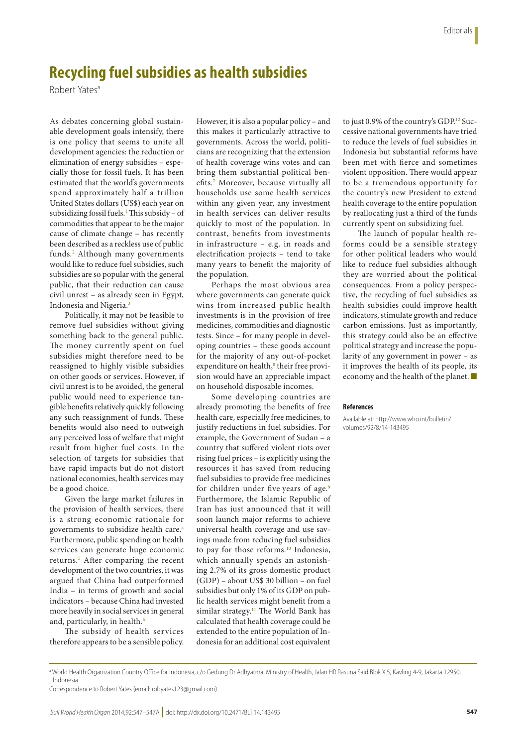# Recycling fuel subsidies as health subsidies

Robert Yates[a]

As debates concerning global sustainable development goals intensify, there is one policy that seems to unite all development agencies: the reduction or elimination of energy subsidies – especially those for fossil fuels. It has been estimated that the world's governments spend approximately half a trillion United States dollars (US$) each year on subsidizing fossil fuels.[1] This subsidy – of commodities that appear to be the major cause of climate change – has recently been described as a reckless use of public funds.[2] Although many governments would like to reduce fuel subsidies, such subsidies are so popular with the general public, that their reduction can cause civil unrest – as already seen in Egypt, Indonesia and Nigeria.[3]

Politically, it may not be feasible to remove fuel subsidies without giving something back to the general public. The money currently spent on fuel subsidies might therefore need to be reassigned to highly visible subsidies on other goods or services. However, if civil unrest is to be avoided, the general public would need to experience tangible benefits relatively quickly following any such reassignment of funds. These benefits would also need to outweigh any perceived loss of welfare that might result from higher fuel costs. In the selection of targets for subsidies that have rapid impacts but do not distort national economies, health services may be a good choice.

Given the large market failures in the provision of health services, there is a strong economic rationale for governments to subsidize health care.[4] Furthermore, public spending on health services can generate huge economic returns.[5] After comparing the recent development of the two countries, it was argued that China had outperformed India – in terms of growth and social indicators – because China had invested more heavily in social services in general and, particularly, in health.[6]

The subsidy of health services therefore appears to be a sensible policy. However, it is also a popular policy – and this makes it particularly attractive to governments. Across the world, politicians are recognizing that the extension of health coverage wins votes and can bring them substantial political benefits.[7] Moreover, because virtually all households use some health services within any given year, any investment in health services can deliver results quickly to most of the population. In contrast, benefits from investments in infrastructure – e.g. in roads and electrification projects – tend to take many years to benefit the majority of the population.

Perhaps the most obvious area where governments can generate quick wins from increased public health investments is in the provision of free medicines, commodities and diagnostic tests. Since – for many people in developing countries – these goods account for the majority of any out-of-pocket expenditure on health,[8] their free provision would have an appreciable impact on household disposable incomes.

Some developing countries are already promoting the benefits of free health care, especially free medicines, to justify reductions in fuel subsidies. For example, the Government of Sudan – a country that suffered violent riots over rising fuel prices – is explicitly using the resources it has saved from reducing fuel subsidies to provide free medicines for children under five years of age.[9] Furthermore, the Islamic Republic of Iran has just announced that it will soon launch major reforms to achieve universal health coverage and use savings made from reducing fuel subsidies to pay for those reforms.[10] Indonesia, which annually spends an astonishing 2.7% of its gross domestic product (GDP) – about US$ 30 billion – on fuel subsidies but only 1% of its GDP on public health services might benefit from a similar strategy.[11] The World Bank has calculated that health coverage could be extended to the entire population of Indonesia for an additional cost equivalent to just 0.9% of the country's GDP.[12] Successive national governments have tried to reduce the levels of fuel subsidies in Indonesia but substantial reforms have been met with fierce and sometimes violent opposition. There would appear to be a tremendous opportunity for the country's new President to extend health coverage to the entire population by reallocating just a third of the funds currently spent on subsidizing fuel.

The launch of popular health reforms could be a sensible strategy for other political leaders who would like to reduce fuel subsidies although they are worried about the political consequences. From a policy perspective, the recycling of fuel subsidies as health subsidies could improve health indicators, stimulate growth and reduce carbon emissions. Just as importantly, this strategy could also be an effective political strategy and increase the popularity of any government in power – as it improves the health of its people, its economy and the health of the planet. ■

#### References

Available at: http://www.who.int/bulletin/volumes/92/8/14-143495

[a] World Health Organization Country Office for Indonesia, c/o Gedung Dr Adhyatma, Ministry of Health, Jalan HR Rasuna Said Blok X.5, Kavling 4-9, Jakarta 12950, Indonesia.

Correspondence to Robert Yates (email: robyates123@gmail.com).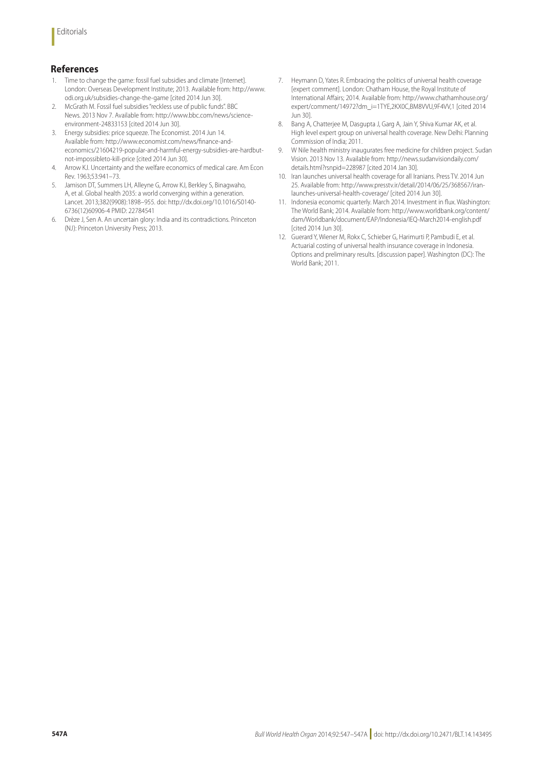## References

1. Time to change the game: fossil fuel subsidies and climate [Internet]. London: Overseas Development Institute; 2013. Available from: http://www.odi.org.uk/subsidies-change-the-game [cited 2014 Jun 30].
2. McGrath M. Fossil fuel subsidies "reckless use of public funds". BBC News. 2013 Nov 7. Available from: http://www.bbc.com/news/science-environment-24833153 [cited 2014 Jun 30].
3. Energy subsidies: price squeeze. The Economist. 2014 Jun 14. Available from: http://www.economist.com/news/finance-and-economics/21604219-popular-and-harmful-energy-subsidies-are-hardbut-not-impossibleto-kill-price [cited 2014 Jun 30].
4. Arrow KJ. Uncertainty and the welfare economics of medical care. Am Econ Rev. 1963;53:941–73.
5. Jamison DT, Summers LH, Alleyne G, Arrow KJ, Berkley S, Binagwaho, A, et al. Global health 2035: a world converging within a generation. Lancet. 2013;382(9908):1898–955. doi: http://dx.doi.org/10.1016/S0140-6736(12)60906-4 PMID: 22784541
6. Drèze J, Sen A. An uncertain glory: India and its contradictions. Princeton (NJ): Princeton University Press; 2013.
7. Heymann D, Yates R. Embracing the politics of universal health coverage [expert comment]. London: Chatham House, the Royal Institute of International Affairs; 2014. Available from: http://www.chathamhouse.org/expert/comment/14972?dm_i=1TYE,2KX0C,BM8VVU,9F4VV,1 [cited 2014 Jun 30].
8. Bang A, Chatterjee M, Dasgupta J, Garg A, Jain Y, Shiva Kumar AK, et al. High level expert group on universal health coverage. New Delhi: Planning Commission of India; 2011.
9. W Nile health ministry inaugurates free medicine for children project. Sudan Vision. 2013 Nov 13. Available from: http://news.sudanvisiondaily.com/details.html?rsnpid=228987 [cited 2014 Jan 30].
10. Iran launches universal health coverage for all Iranians. Press TV. 2014 Jun 25. Available from: http://www.presstv.ir/detail/2014/06/25/368567/iran-launches-universal-health-coverage/ [cited 2014 Jun 30].
11. Indonesia economic quarterly. March 2014. Investment in flux. Washington: The World Bank; 2014. Available from: http://www.worldbank.org/content/dam/Worldbank/document/EAP/Indonesia/IEQ-March2014-english.pdf [cited 2014 Jun 30].
12. Guerard Y, Wiener M, Rokx C, Schieber G, Harimurti P, Pambudi E, et al. Actuarial costing of universal health insurance coverage in Indonesia. Options and preliminary results. [discussion paper]. Washington (DC): The World Bank; 2011.